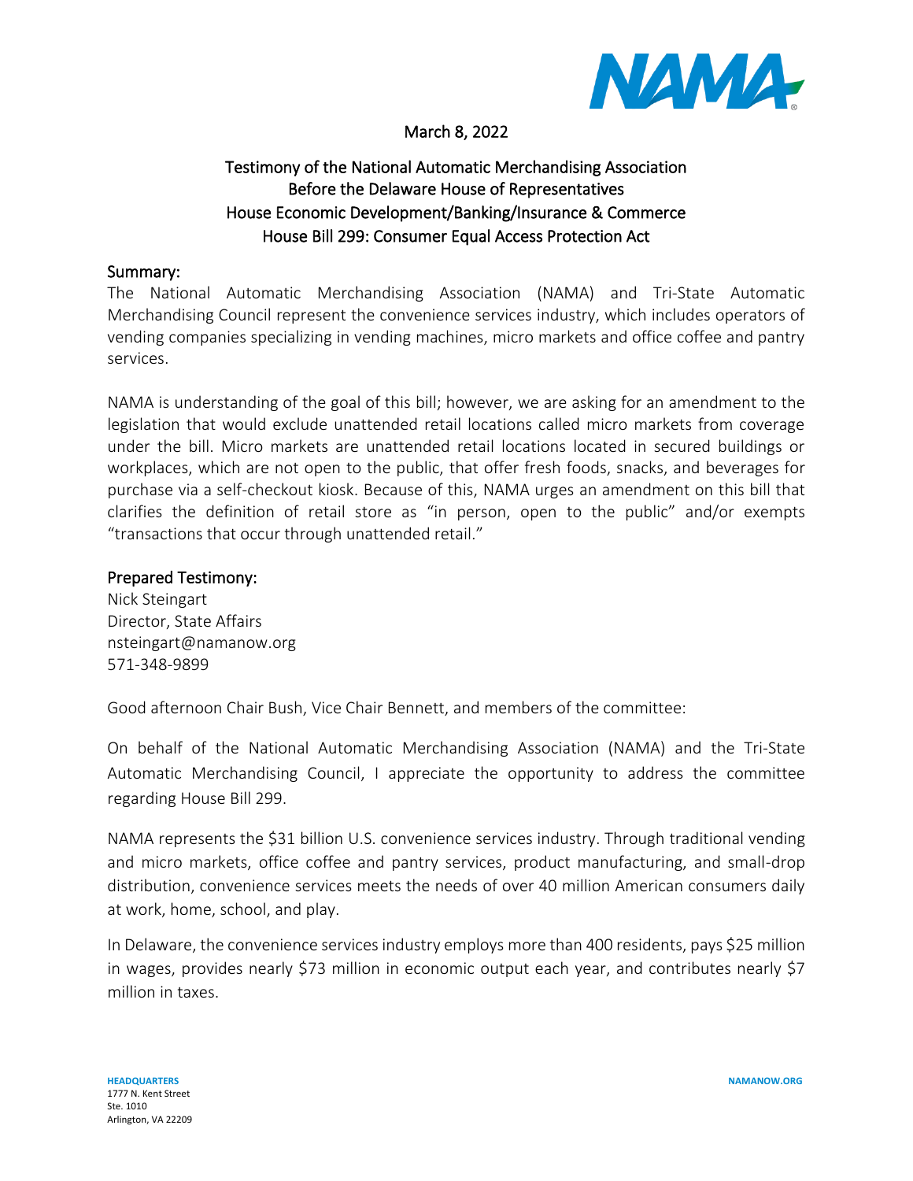March 8, 2022

# Testimony of the National Automatic Merchandising Association Before the Delaware House of Representatives House Economic Development/Banking/Insurance & Commerce House Bill 299: Consumer Equal Access Protection Act

## Summary:

The National Automatic Merchandising Association (NAMA) and Tri-State Automatic Merchandising Council represent the convenience services industry, which includes operators of vending companies specializing in vending machines, micro markets and office coffee and pantry services.

NAMA is understanding of the goal of this bill; however, we are asking for an amendment to the legislation that would exclude unattended retail locations called micro markets from coverage under the bill. Micro markets are unattended retail locations located in secured buildings or workplaces, which are not open to the public, that offer fresh foods, snacks, and beverages for purchase via a self-checkout kiosk. Because of this, NAMA urges an amendment on this bill that clarifies the definition of retail store as "in person, open to the public" and/or exempts "transactions that occur through unattended retail."

## Prepared Testimony:

Nick Steingart
Director, State Affairs
nsteingart@namanow.org
571-348-9899

Good afternoon Chair Bush, Vice Chair Bennett, and members of the committee:

On behalf of the National Automatic Merchandising Association (NAMA) and the Tri-State Automatic Merchandising Council, I appreciate the opportunity to address the committee regarding House Bill 299.

NAMA represents the $31 billion U.S. convenience services industry. Through traditional vending and micro markets, office coffee and pantry services, product manufacturing, and small-drop distribution, convenience services meets the needs of over 40 million American consumers daily at work, home, school, and play.

In Delaware, the convenience services industry employs more than 400 residents, pays $25 million in wages, provides nearly $73 million in economic output each year, and contributes nearly $7 million in taxes.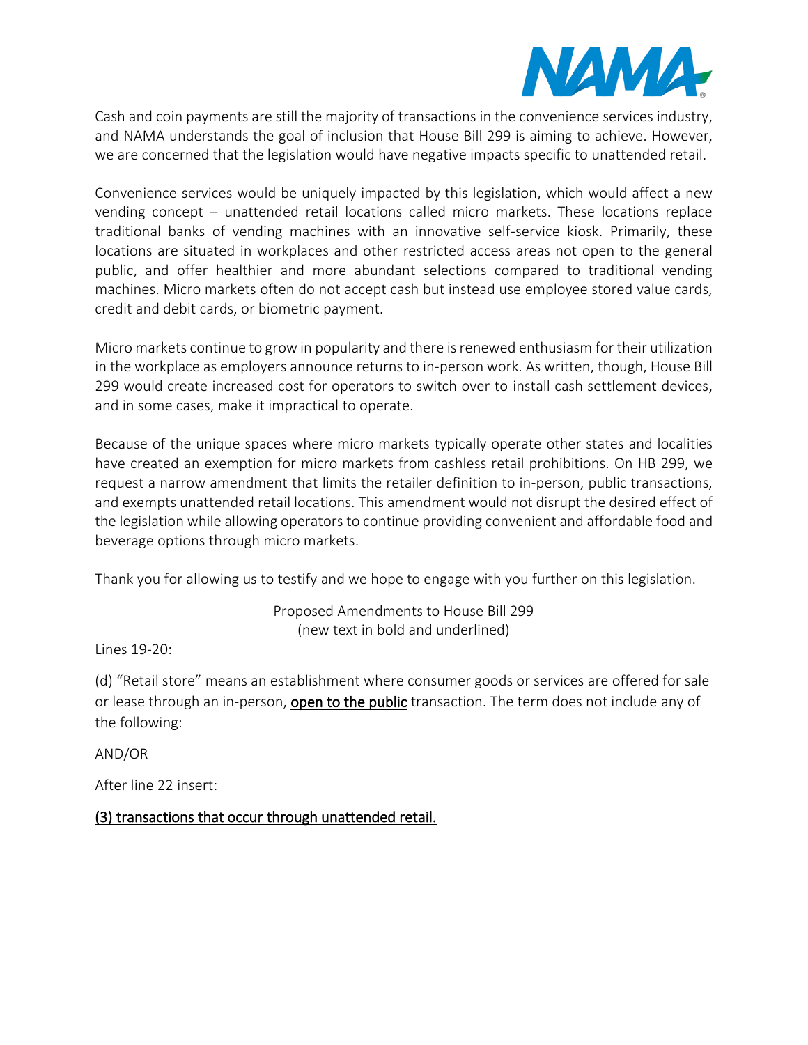Cash and coin payments are still the majority of transactions in the convenience services industry, and NAMA understands the goal of inclusion that House Bill 299 is aiming to achieve. However, we are concerned that the legislation would have negative impacts specific to unattended retail.

Convenience services would be uniquely impacted by this legislation, which would affect a new vending concept – unattended retail locations called micro markets. These locations replace traditional banks of vending machines with an innovative self-service kiosk. Primarily, these locations are situated in workplaces and other restricted access areas not open to the general public, and offer healthier and more abundant selections compared to traditional vending machines. Micro markets often do not accept cash but instead use employee stored value cards, credit and debit cards, or biometric payment.

Micro markets continue to grow in popularity and there is renewed enthusiasm for their utilization in the workplace as employers announce returns to in-person work. As written, though, House Bill 299 would create increased cost for operators to switch over to install cash settlement devices, and in some cases, make it impractical to operate.

Because of the unique spaces where micro markets typically operate other states and localities have created an exemption for micro markets from cashless retail prohibitions. On HB 299, we request a narrow amendment that limits the retailer definition to in-person, public transactions, and exempts unattended retail locations. This amendment would not disrupt the desired effect of the legislation while allowing operators to continue providing convenient and affordable food and beverage options through micro markets.

Thank you for allowing us to testify and we hope to engage with you further on this legislation.

Proposed Amendments to House Bill 299
(new text in bold and underlined)

Lines 19-20:

(d) "Retail store" means an establishment where consumer goods or services are offered for sale or lease through an in-person, **<u>open to the public</u>** transaction. The term does not include any of the following:

AND/OR

After line 22 insert:

**<u>(3) transactions that occur through unattended retail.</u>**